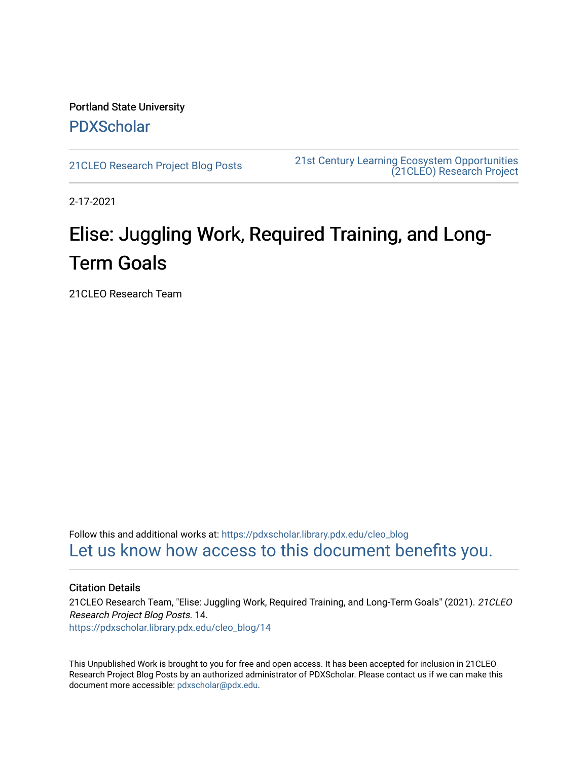Portland State University

PDXScholar

21CLEO Research Project Blog Posts

21st Century Learning Ecosystem Opportunities (21CLEO) Research Project

2-17-2021

# Elise: Juggling Work, Required Training, and Long-Term Goals

21CLEO Research Team

Follow this and additional works at: https://pdxscholar.library.pdx.edu/cleo_blog

Let us know how access to this document benefits you.

### Citation Details

21CLEO Research Team, "Elise: Juggling Work, Required Training, and Long-Term Goals" (2021). *21CLEO Research Project Blog Posts*. 14.
https://pdxscholar.library.pdx.edu/cleo_blog/14

This Unpublished Work is brought to you for free and open access. It has been accepted for inclusion in 21CLEO Research Project Blog Posts by an authorized administrator of PDXScholar. Please contact us if we can make this document more accessible: pdxscholar@pdx.edu.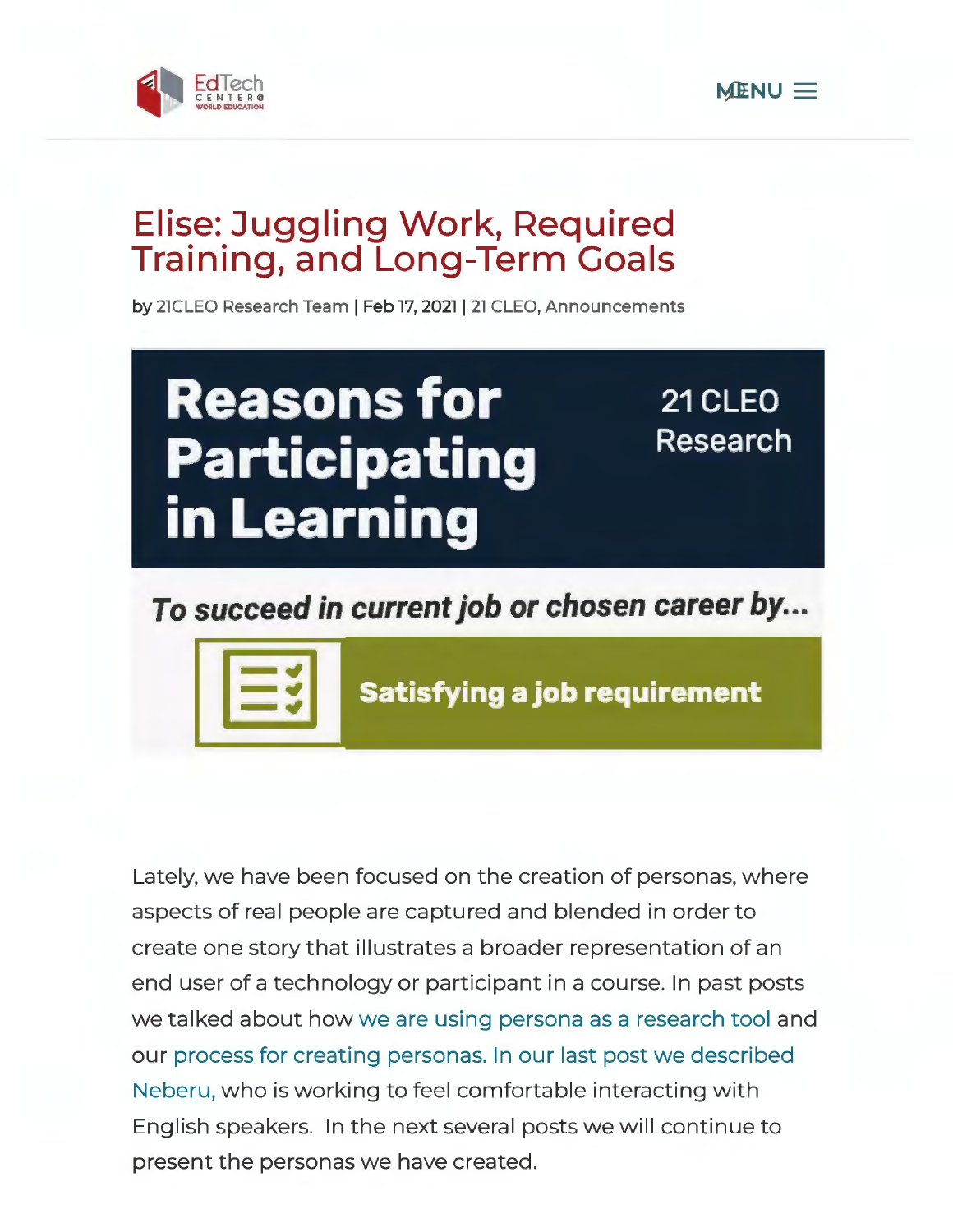# Elise: Juggling Work, Required Training, and Long-Term Goals

by 21CLEO Research Team | Feb 17, 2021 | 21 CLEO, Announcements

**Reasons for Participating in Learning**

21 CLEO Research

*To succeed in current job or chosen career by...*

**Satisfying a job requirement**

Lately, we have been focused on the creation of personas, where aspects of real people are captured and blended in order to create one story that illustrates a broader representation of an end user of a technology or participant in a course. In past posts we talked about how we are using persona as a research tool and our process for creating personas. In our last post we described Neberu, who is working to feel comfortable interacting with English speakers. In the next several posts we will continue to present the personas we have created.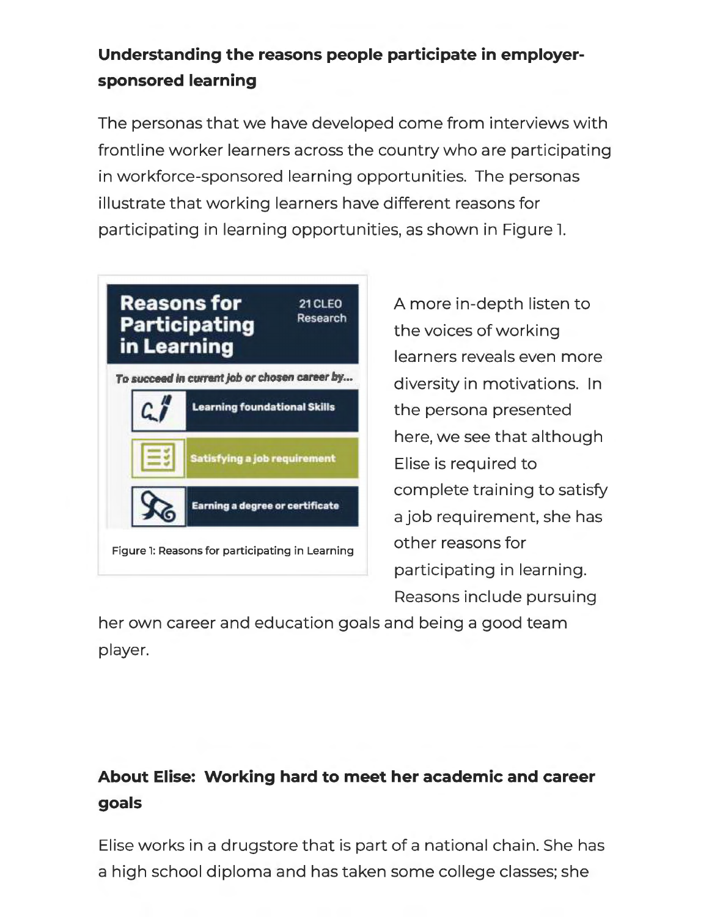**Understanding the reasons people participate in employer-sponsored learning**

The personas that we have developed come from interviews with frontline worker learners across the country who are participating in workforce-sponsored learning opportunities. The personas illustrate that working learners have different reasons for participating in learning opportunities, as shown in Figure 1.

**Reasons for Participating in Learning**

21 CLEO Research

*To succeed in current job or chosen career by...*

- Learning foundational Skills
- Satisfying a job requirement
- Earning a degree or certificate

Figure 1: Reasons for participating in Learning

A more in-depth listen to the voices of working learners reveals even more diversity in motivations. In the persona presented here, we see that although Elise is required to complete training to satisfy a job requirement, she has other reasons for participating in learning. Reasons include pursuing her own career and education goals and being a good team player.

**About Elise: Working hard to meet her academic and career goals**

Elise works in a drugstore that is part of a national chain. She has a high school diploma and has taken some college classes; she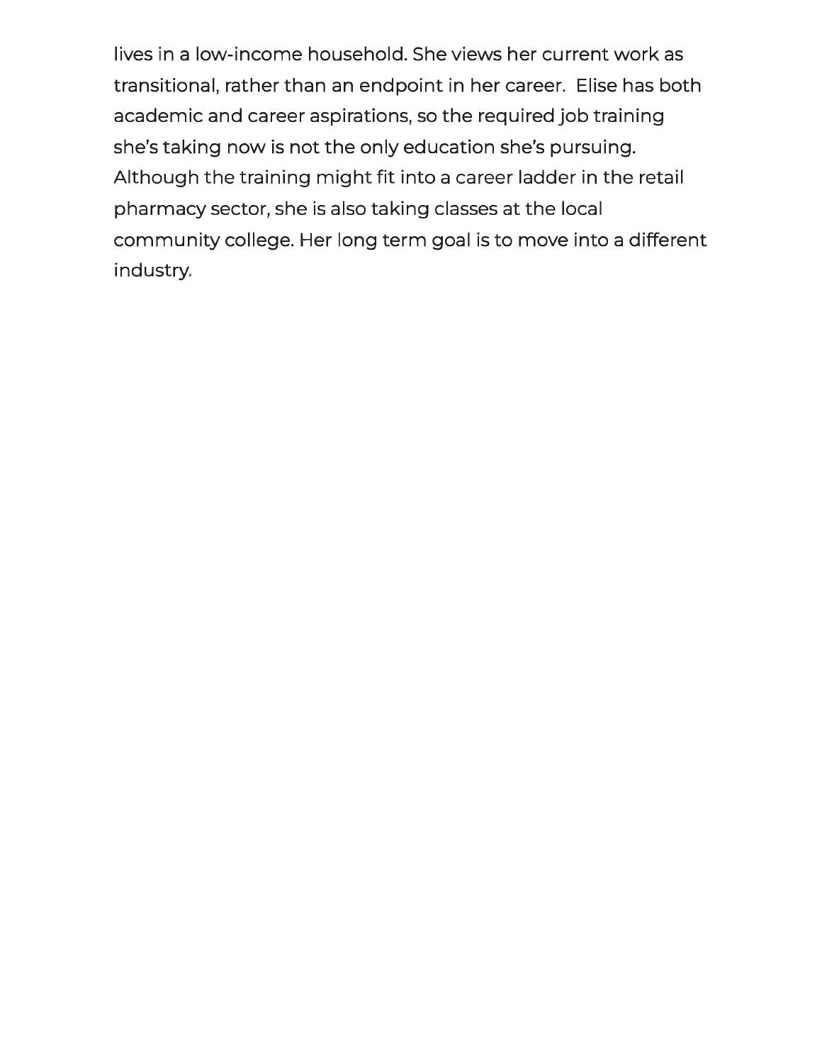lives in a low-income household. She views her current work as transitional, rather than an endpoint in her career.  Elise has both academic and career aspirations, so the required job training she's taking now is not the only education she's pursuing. Although the training might fit into a career ladder in the retail pharmacy sector, she is also taking classes at the local community college. Her long term goal is to move into a different industry.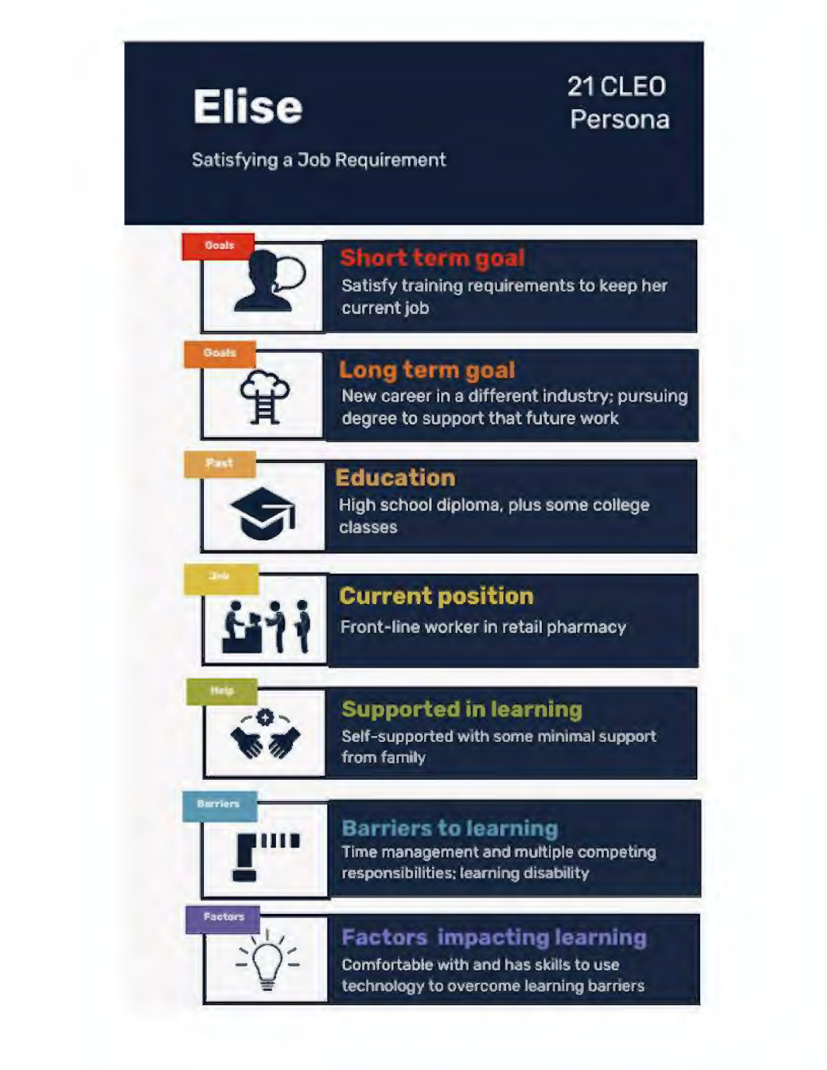# Elise

21 CLEO Persona

Satisfying a Job Requirement

**Goals**

### Short term goal

Satisfy training requirements to keep her current job

**Goals**

### Long term goal

New career in a different industry; pursuing degree to support that future work

**Past**

### Education

High school diploma, plus some college classes

**Job**

### Current position

Front-line worker in retail pharmacy

**Help**

### Supported in learning

Self-supported with some minimal support from family

**Barriers**

### Barriers to learning

Time management and multiple competing responsibilities; learning disability

**Factors**

### Factors impacting learning

Comfortable with and has skills to use technology to overcome learning barriers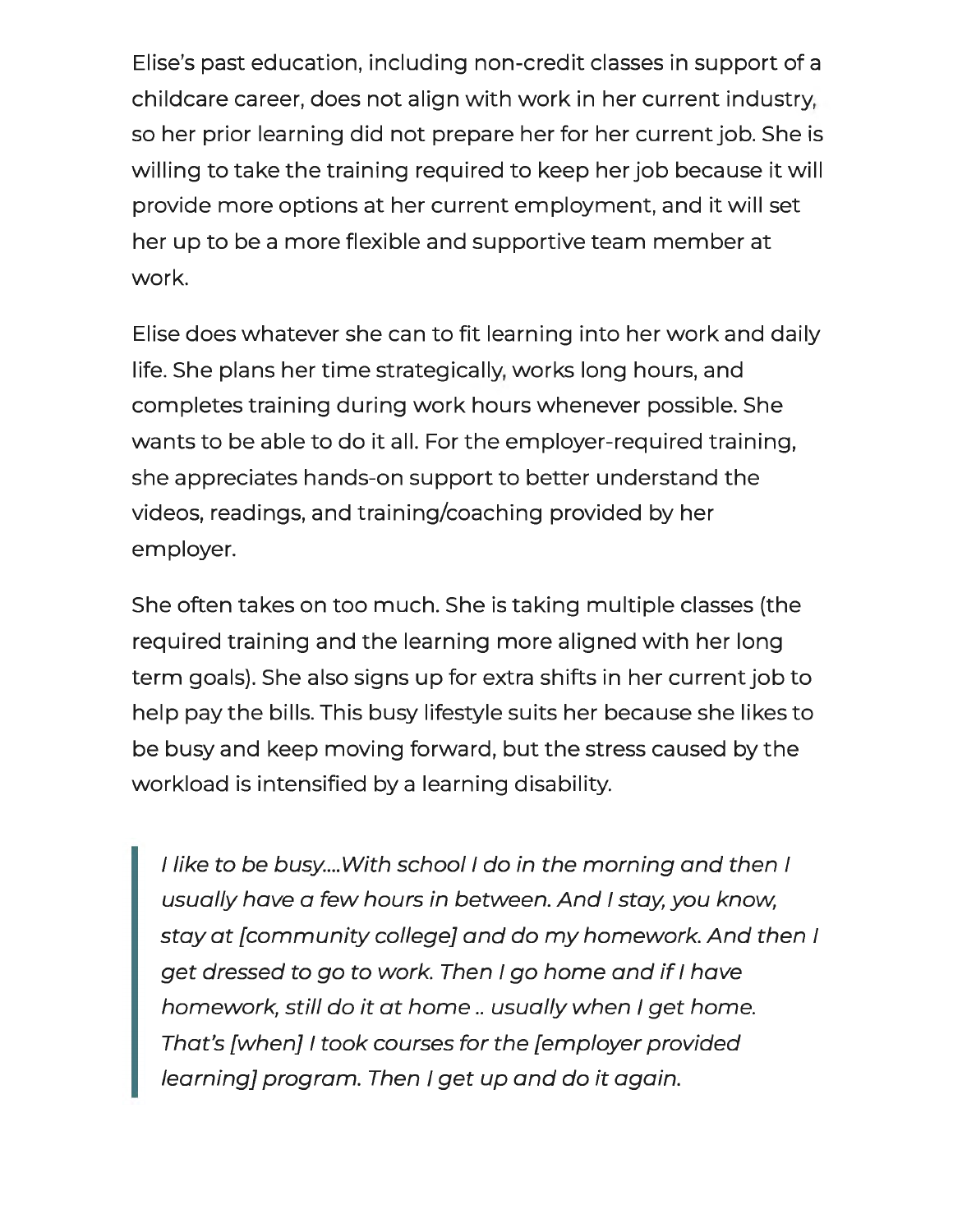Elise's past education, including non-credit classes in support of a childcare career, does not align with work in her current industry, so her prior learning did not prepare her for her current job. She is willing to take the training required to keep her job because it will provide more options at her current employment, and it will set her up to be a more flexible and supportive team member at work.

Elise does whatever she can to fit learning into her work and daily life. She plans her time strategically, works long hours, and completes training during work hours whenever possible. She wants to be able to do it all. For the employer-required training, she appreciates hands-on support to better understand the videos, readings, and training/coaching provided by her employer.

She often takes on too much. She is taking multiple classes (the required training and the learning more aligned with her long term goals). She also signs up for extra shifts in her current job to help pay the bills. This busy lifestyle suits her because she likes to be busy and keep moving forward, but the stress caused by the workload is intensified by a learning disability.

> *I like to be busy....With school I do in the morning and then I usually have a few hours in between. And I stay, you know, stay at [community college] and do my homework. And then I get dressed to go to work. Then I go home and if I have homework, still do it at home .. usually when I get home. That's [when] I took courses for the [employer provided learning] program. Then I get up and do it again.*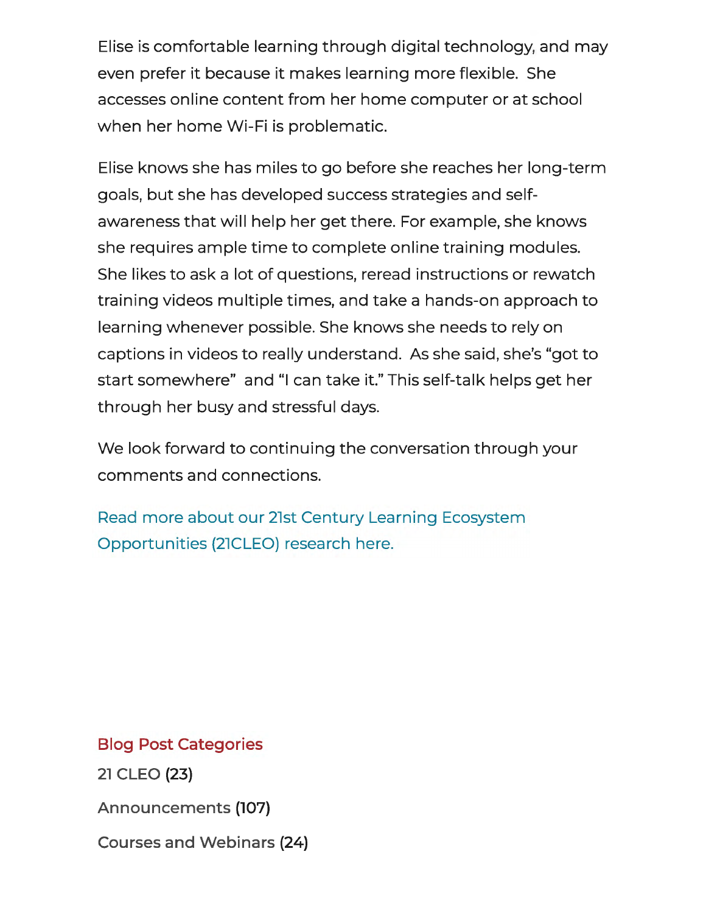Elise is comfortable learning through digital technology, and may even prefer it because it makes learning more flexible. She accesses online content from her home computer or at school when her home Wi-Fi is problematic.

Elise knows she has miles to go before she reaches her long-term goals, but she has developed success strategies and self-awareness that will help her get there. For example, she knows she requires ample time to complete online training modules. She likes to ask a lot of questions, reread instructions or rewatch training videos multiple times, and take a hands-on approach to learning whenever possible. She knows she needs to rely on captions in videos to really understand. As she said, she's "got to start somewhere" and "I can take it." This self-talk helps get her through her busy and stressful days.

We look forward to continuing the conversation through your comments and connections.

Read more about our 21st Century Learning Ecosystem Opportunities (21CLEO) research here.

## Blog Post Categories

21 CLEO **(23)**

Announcements **(107)**

Courses and Webinars **(24)**